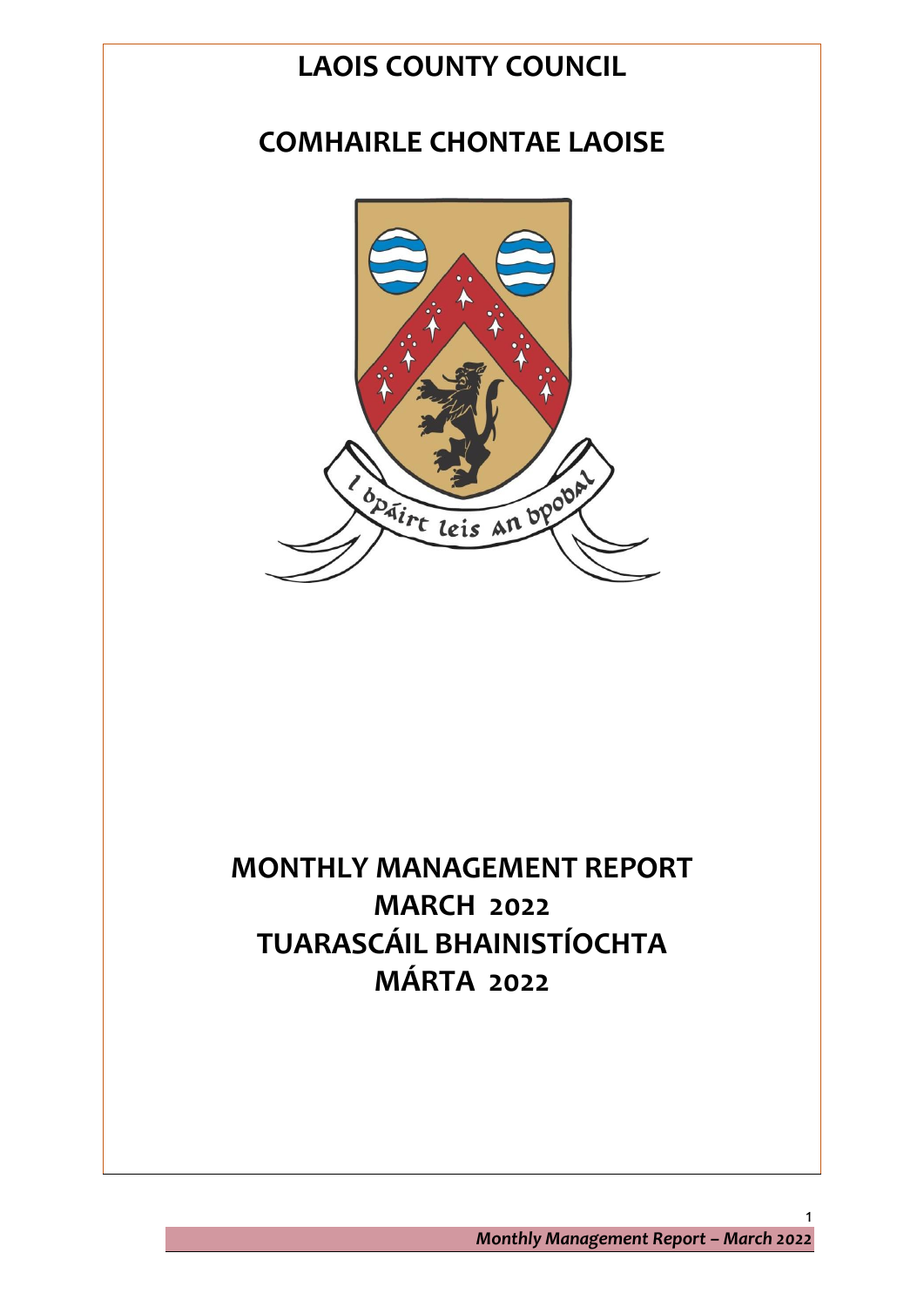# LAOIS COUNTY COUNCIL

# COMHAIRLE CHONTAE LAOISE

# MONTHLY MANAGEMENT REPORT
# MARCH 2022
# TUARASCÁIL BHAINISTÍOCHTA
# MÁRTA 2022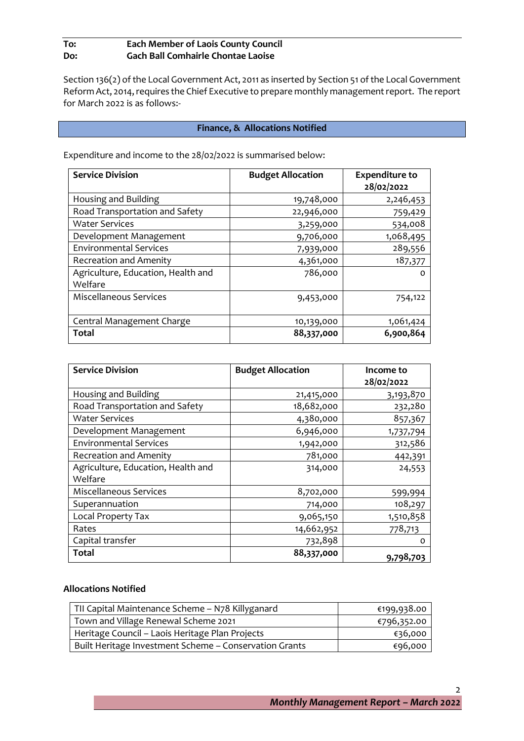**To: Each Member of Laois County Council**
**Do: Gach Ball Comhairle Chontae Laoise**

Section 136(2) of the Local Government Act, 2011 as inserted by Section 51 of the Local Government Reform Act, 2014, requires the Chief Executive to prepare monthly management report. The report for March 2022 is as follows:-

## Finance, & Allocations Notified

Expenditure and income to the 28/02/2022 is summarised below:

| Service Division | Budget Allocation | Expenditure to 28/02/2022 |
|---|---|---|
| Housing and Building | 19,748,000 | 2,246,453 |
| Road Transportation and Safety | 22,946,000 | 759,429 |
| Water Services | 3,259,000 | 534,008 |
| Development Management | 9,706,000 | 1,068,495 |
| Environmental Services | 7,939,000 | 289,556 |
| Recreation and Amenity | 4,361,000 | 187,377 |
| Agriculture, Education, Health and Welfare | 786,000 | 0 |
| Miscellaneous Services | 9,453,000 | 754,122 |
| Central Management Charge | 10,139,000 | 1,061,424 |
| **Total** | **88,337,000** | **6,900,864** |

| Service Division | Budget Allocation | Income to 28/02/2022 |
|---|---|---|
| Housing and Building | 21,415,000 | 3,193,870 |
| Road Transportation and Safety | 18,682,000 | 232,280 |
| Water Services | 4,380,000 | 857,367 |
| Development Management | 6,946,000 | 1,737,794 |
| Environmental Services | 1,942,000 | 312,586 |
| Recreation and Amenity | 781,000 | 442,391 |
| Agriculture, Education, Health and Welfare | 314,000 | 24,553 |
| Miscellaneous Services | 8,702,000 | 599,994 |
| Superannuation | 714,000 | 108,297 |
| Local Property Tax | 9,065,150 | 1,510,858 |
| Rates | 14,662,952 | 778,713 |
| Capital transfer | 732,898 | 0 |
| **Total** | **88,337,000** | **9,798,703** |

### Allocations Notified

| | |
|---|---|
| TII Capital Maintenance Scheme – N78 Killyganard | €199,938.00 |
| Town and Village Renewal Scheme 2021 | €796,352.00 |
| Heritage Council – Laois Heritage Plan Projects | €36,000 |
| Built Heritage Investment Scheme – Conservation Grants | €96,000 |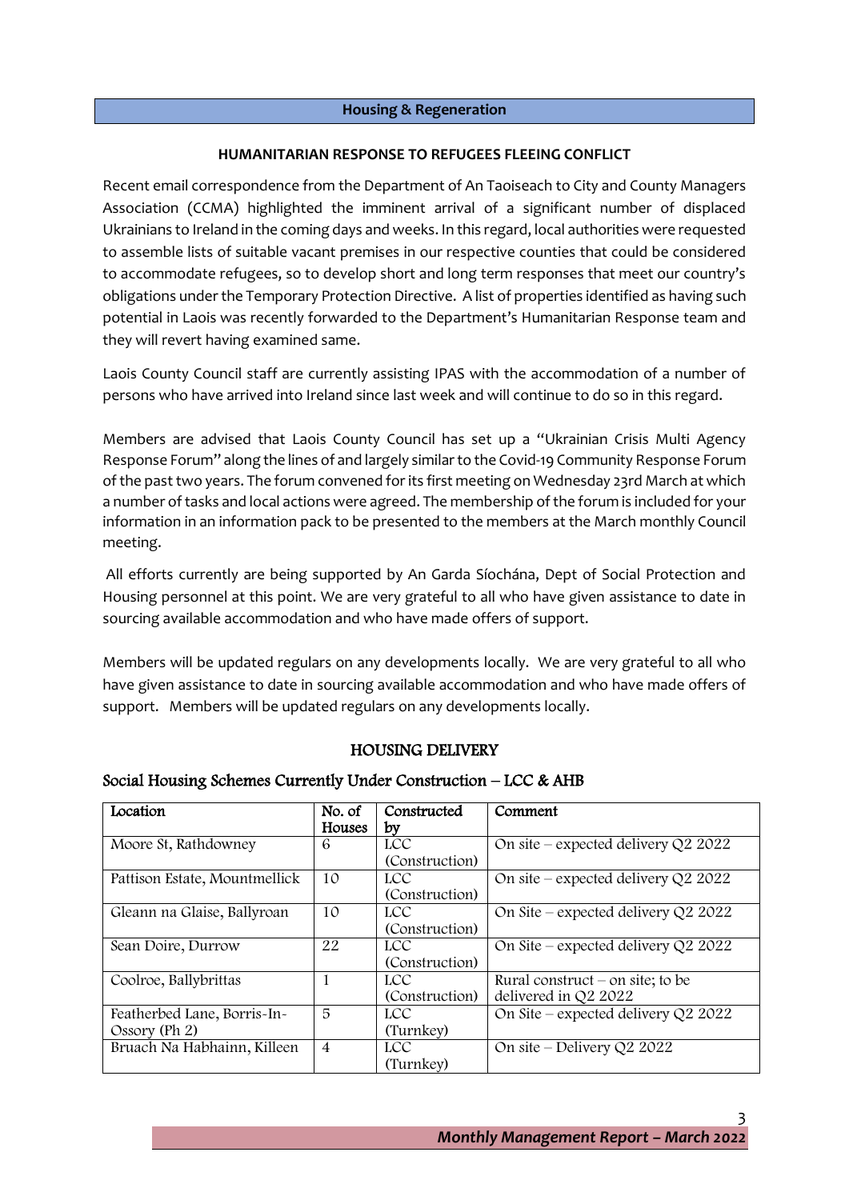## Housing & Regeneration

### HUMANITARIAN RESPONSE TO REFUGEES FLEEING CONFLICT

Recent email correspondence from the Department of An Taoiseach to City and County Managers Association (CCMA) highlighted the imminent arrival of a significant number of displaced Ukrainians to Ireland in the coming days and weeks. In this regard, local authorities were requested to assemble lists of suitable vacant premises in our respective counties that could be considered to accommodate refugees, so to develop short and long term responses that meet our country's obligations under the Temporary Protection Directive. A list of properties identified as having such potential in Laois was recently forwarded to the Department's Humanitarian Response team and they will revert having examined same.

Laois County Council staff are currently assisting IPAS with the accommodation of a number of persons who have arrived into Ireland since last week and will continue to do so in this regard.

Members are advised that Laois County Council has set up a "Ukrainian Crisis Multi Agency Response Forum" along the lines of and largely similar to the Covid-19 Community Response Forum of the past two years. The forum convened for its first meeting on Wednesday 23rd March at which a number of tasks and local actions were agreed. The membership of the forum is included for your information in an information pack to be presented to the members at the March monthly Council meeting.

All efforts currently are being supported by An Garda Síochána, Dept of Social Protection and Housing personnel at this point. We are very grateful to all who have given assistance to date in sourcing available accommodation and who have made offers of support.

Members will be updated regulars on any developments locally. We are very grateful to all who have given assistance to date in sourcing available accommodation and who have made offers of support. Members will be updated regulars on any developments locally.

### HOUSING DELIVERY

#### Social Housing Schemes Currently Under Construction – LCC & AHB

| Location | No. of Houses | Constructed by | Comment |
|---|---|---|---|
| Moore St, Rathdowney | 6 | LCC (Construction) | On site – expected delivery Q2 2022 |
| Pattison Estate, Mountmellick | 10 | LCC (Construction) | On site – expected delivery Q2 2022 |
| Gleann na Glaise, Ballyroan | 10 | LCC (Construction) | On Site – expected delivery Q2 2022 |
| Sean Doire, Durrow | 22 | LCC (Construction) | On Site – expected delivery Q2 2022 |
| Coolroe, Ballybrittas | 1 | LCC (Construction) | Rural construct – on site; to be delivered in Q2 2022 |
| Featherbed Lane, Borris-In-Ossory (Ph 2) | 5 | LCC (Turnkey) | On Site – expected delivery Q2 2022 |
| Bruach Na Habhainn, Killeen | 4 | LCC (Turnkey) | On site – Delivery Q2 2022 |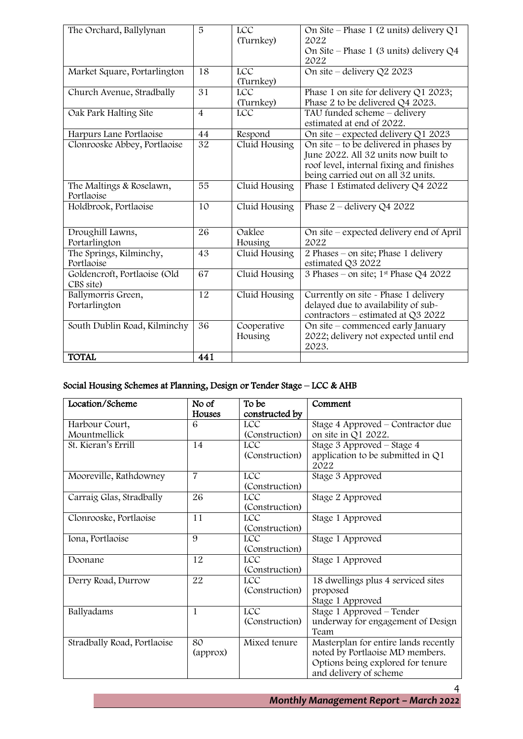| The Orchard, Ballylynan | 5 | LCC (Turnkey) | On Site – Phase 1 (2 units) delivery Q1 2022<br>On Site – Phase 1 (3 units) delivery Q4 2022 |
|---|---|---|---|
| Market Square, Portarlington | 18 | LCC (Turnkey) | On site – delivery Q2 2023 |
| Church Avenue, Stradbally | 31 | LCC (Turnkey) | Phase 1 on site for delivery Q1 2023; Phase 2 to be delivered Q4 2023. |
| Oak Park Halting Site | 4 | LCC | TAU funded scheme – delivery estimated at end of 2022. |
| Harpurs Lane Portlaoise | 44 | Respond | On site – expected delivery Q1 2023 |
| Clonrooske Abbey, Portlaoise | 32 | Cluid Housing | On site – to be delivered in phases by June 2022. All 32 units now built to roof level, internal fixing and finishes being carried out on all 32 units. |
| The Maltings & Roselawn, Portlaoise | 55 | Cluid Housing | Phase 1 Estimated delivery Q4 2022 |
| Holdbrook, Portlaoise | 10 | Cluid Housing | Phase 2 – delivery Q4 2022 |
| Droughill Lawns, Portarlington | 26 | Oaklee Housing | On site – expected delivery end of April 2022 |
| The Springs, Kilminchy, Portlaoise | 43 | Cluid Housing | 2 Phases – on site; Phase 1 delivery estimated Q3 2022 |
| Goldencroft, Portlaoise (Old CBS site) | 67 | Cluid Housing | 3 Phases – on site; 1st Phase Q4 2022 |
| Ballymorris Green, Portarlington | 12 | Cluid Housing | Currently on site - Phase 1 delivery delayed due to availability of sub-contractors – estimated at Q3 2022 |
| South Dublin Road, Kilminchy | 36 | Cooperative Housing | On site – commenced early January 2022; delivery not expected until end 2023. |
| **TOTAL** | **441** | | |

**Social Housing Schemes at Planning, Design or Tender Stage – LCC & AHB**

| Location/Scheme | No of Houses | To be constructed by | Comment |
|---|---|---|---|
| Harbour Court, Mountmellick | 6 | LCC (Construction) | Stage 4 Approved – Contractor due on site in Q1 2022. |
| St. Kieran's Errill | 14 | LCC (Construction) | Stage 3 Approved – Stage 4 application to be submitted in Q1 2022 |
| Mooreville, Rathdowney | 7 | LCC (Construction) | Stage 3 Approved |
| Carraig Glas, Stradbally | 26 | LCC (Construction) | Stage 2 Approved |
| Clonrooske, Portlaoise | 11 | LCC (Construction) | Stage 1 Approved |
| Iona, Portlaoise | 9 | LCC (Construction) | Stage 1 Approved |
| Doonane | 12 | LCC (Construction) | Stage 1 Approved |
| Derry Road, Durrow | 22 | LCC (Construction) | 18 dwellings plus 4 serviced sites proposed<br>Stage 1 Approved |
| Ballyadams | 1 | LCC (Construction) | Stage 1 Approved – Tender underway for engagement of Design Team |
| Stradbally Road, Portlaoise | 80 (approx) | Mixed tenure | Masterplan for entire lands recently noted by Portlaoise MD members. Options being explored for tenure and delivery of scheme |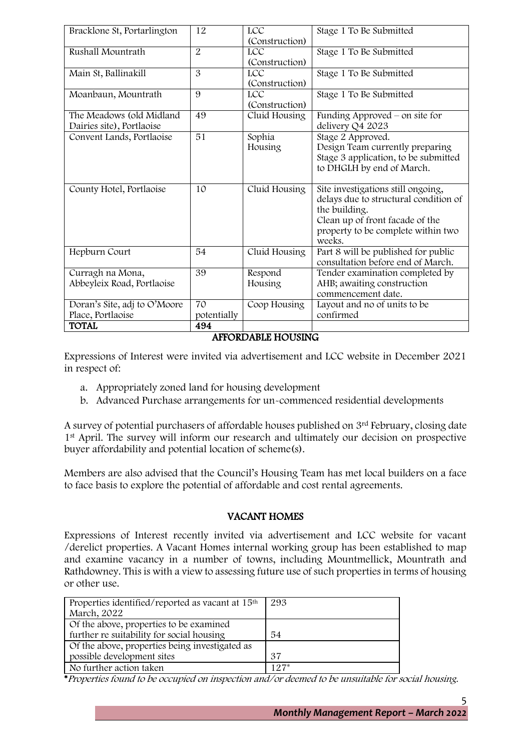| Bracklone St, Portarlington | 12 | LCC (Construction) | Stage 1 To Be Submitted |
|---|---|---|---|
| Rushall Mountrath | 2 | LCC (Construction) | Stage 1 To Be Submitted |
| Main St, Ballinakill | 3 | LCC (Construction) | Stage 1 To Be Submitted |
| Moanbaun, Mountrath | 9 | LCC (Construction) | Stage 1 To Be Submitted |
| The Meadows (old Midland Dairies site), Portlaoise | 49 | Cluid Housing | Funding Approved – on site for delivery Q4 2023 |
| Convent Lands, Portlaoise | 51 | Sophia Housing | Stage 2 Approved. Design Team currently preparing Stage 3 application, to be submitted to DHGLH by end of March. |
| County Hotel, Portlaoise | 10 | Cluid Housing | Site investigations still ongoing, delays due to structural condition of the building. Clean up of front facade of the property to be complete within two weeks. |
| Hepburn Court | 54 | Cluid Housing | Part 8 will be published for public consultation before end of March. |
| Curragh na Mona, Abbeyleix Road, Portlaoise | 39 | Respond Housing | Tender examination completed by AHB; awaiting construction commencement date. |
| Doran's Site, adj to O'Moore Place, Portlaoise | 70 potentially | Coop Housing | Layout and no of units to be confirmed |
| **TOTAL** | **494** | | |

## AFFORDABLE HOUSING

Expressions of Interest were invited via advertisement and LCC website in December 2021 in respect of:

a. Appropriately zoned land for housing development
b. Advanced Purchase arrangements for un-commenced residential developments

A survey of potential purchasers of affordable houses published on 3rd February, closing date 1st April. The survey will inform our research and ultimately our decision on prospective buyer affordability and potential location of scheme(s).

Members are also advised that the Council's Housing Team has met local builders on a face to face basis to explore the potential of affordable and cost rental agreements.

## VACANT HOMES

Expressions of Interest recently invited via advertisement and LCC website for vacant /derelict properties. A Vacant Homes internal working group has been established to map and examine vacancy in a number of towns, including Mountmellick, Mountrath and Rathdowney. This is with a view to assessing future use of such properties in terms of housing or other use.

| Properties identified/reported as vacant at 15th March, 2022 | 293 |
|---|---|
| Of the above, properties to be examined further re suitability for social housing | 54 |
| Of the above, properties being investigated as possible development sites | 37 |
| No further action taken | 127* |

**\***_Properties found to be occupied on inspection and/or deemed to be unsuitable for social housing._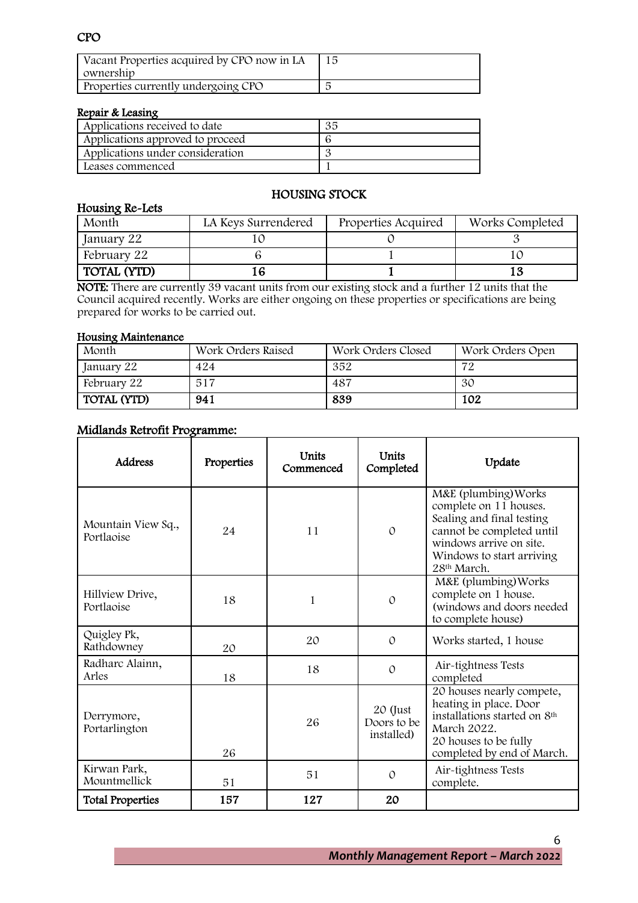## CPO

| Vacant Properties acquired by CPO now in LA ownership | 15 |
|---|---|
| Properties currently undergoing CPO | 5 |

### Repair & Leasing

| Applications received to date | 35 |
|---|---|
| Applications approved to proceed | 6 |
| Applications under consideration | 3 |
| Leases commenced | 1 |

## HOUSING STOCK

### Housing Re-Lets

| Month | LA Keys Surrendered | Properties Acquired | Works Completed |
|---|---|---|---|
| January 22 | 10 | 0 | 3 |
| February 22 | 6 | 1 | 10 |
| **TOTAL (YTD)** | **16** | **1** | **13** |

**NOTE:** There are currently 39 vacant units from our existing stock and a further 12 units that the Council acquired recently. Works are either ongoing on these properties or specifications are being prepared for works to be carried out.

### Housing Maintenance

| Month | Work Orders Raised | Work Orders Closed | Work Orders Open |
|---|---|---|---|
| January 22 | 424 | 352 | 72 |
| February 22 | 517 | 487 | 30 |
| **TOTAL (YTD)** | **941** | **839** | **102** |

### Midlands Retrofit Programme:

| Address | Properties | Units Commenced | Units Completed | Update |
|---|---|---|---|---|
| Mountain View Sq., Portlaoise | 24 | 11 | 0 | M&E (plumbing) Works complete on 11 houses. Sealing and final testing cannot be completed until windows arrive on site. Windows to start arriving 28th March. |
| Hillview Drive, Portlaoise | 18 | 1 | 0 | M&E (plumbing) Works complete on 1 house. (windows and doors needed to complete house) |
| Quigley Pk, Rathdowney | 20 | 20 | 0 | Works started, 1 house |
| Radharc Alainn, Arles | 18 | 18 | 0 | Air-tightness Tests completed |
| Derrymore, Portarlington | 26 | 26 | 20 (Just Doors to be installed) | 20 houses nearly compete, heating in place. Door installations started on 8th March 2022. 20 houses to be fully completed by end of March. |
| Kirwan Park, Mountmellick | 51 | 51 | 0 | Air-tightness Tests complete. |
| **Total Properties** | **157** | **127** | **20** | |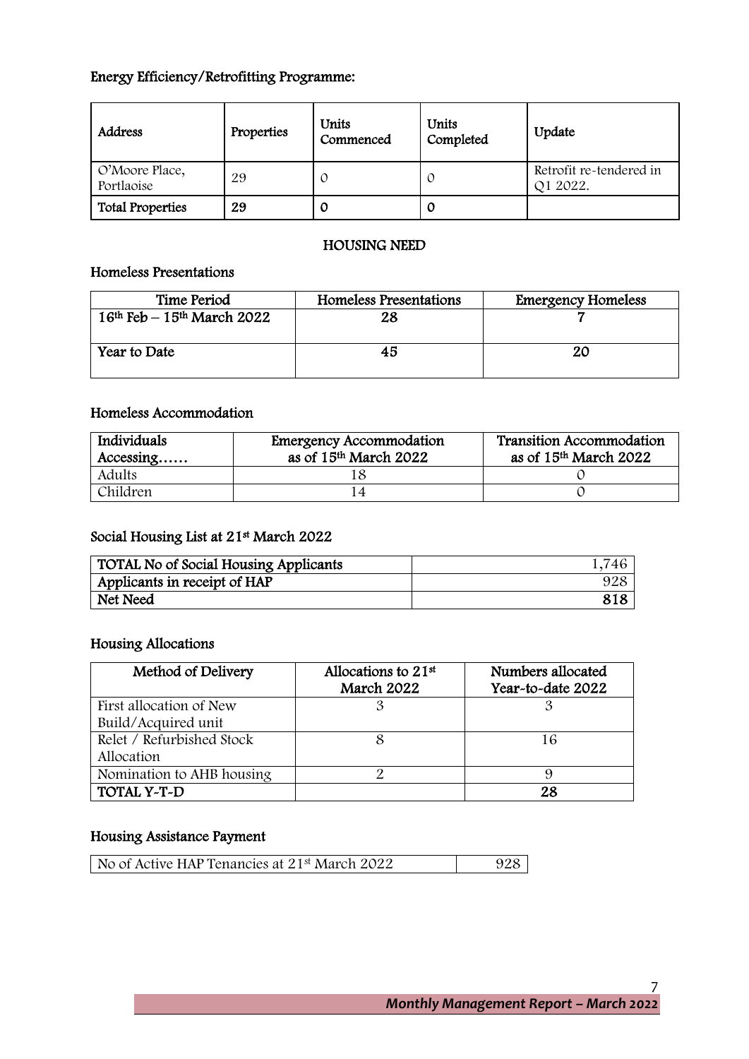## Energy Efficiency/Retrofitting Programme:

| Address | Properties | Units Commenced | Units Completed | Update |
|---|---|---|---|---|
| O'Moore Place, Portlaoise | 29 | 0 | 0 | Retrofit re-tendered in Q1 2022. |
| **Total Properties** | **29** | **0** | **0** | |

## HOUSING NEED

### Homeless Presentations

| Time Period | Homeless Presentations | Emergency Homeless |
|---|---|---|
| 16th Feb – 15th March 2022 | 28 | 7 |
| Year to Date | 45 | 20 |

### Homeless Accommodation

| Individuals Accessing…… | Emergency Accommodation as of 15th March 2022 | Transition Accommodation as of 15th March 2022 |
|---|---|---|
| Adults | 18 | 0 |
| Children | 14 | 0 |

### Social Housing List at 21st March 2022

| | |
|---|---|
| TOTAL No of Social Housing Applicants | 1,746 |
| Applicants in receipt of HAP | 928 |
| Net Need | **818** |

### Housing Allocations

| Method of Delivery | Allocations to 21st March 2022 | Numbers allocated Year-to-date 2022 |
|---|---|---|
| First allocation of New Build/Acquired unit | 3 | 3 |
| Relet / Refurbished Stock Allocation | 8 | 16 |
| Nomination to AHB housing | 2 | 9 |
| **TOTAL Y-T-D** | | **28** |

### Housing Assistance Payment

| | |
|---|---|
| No of Active HAP Tenancies at 21st March 2022 | 928 |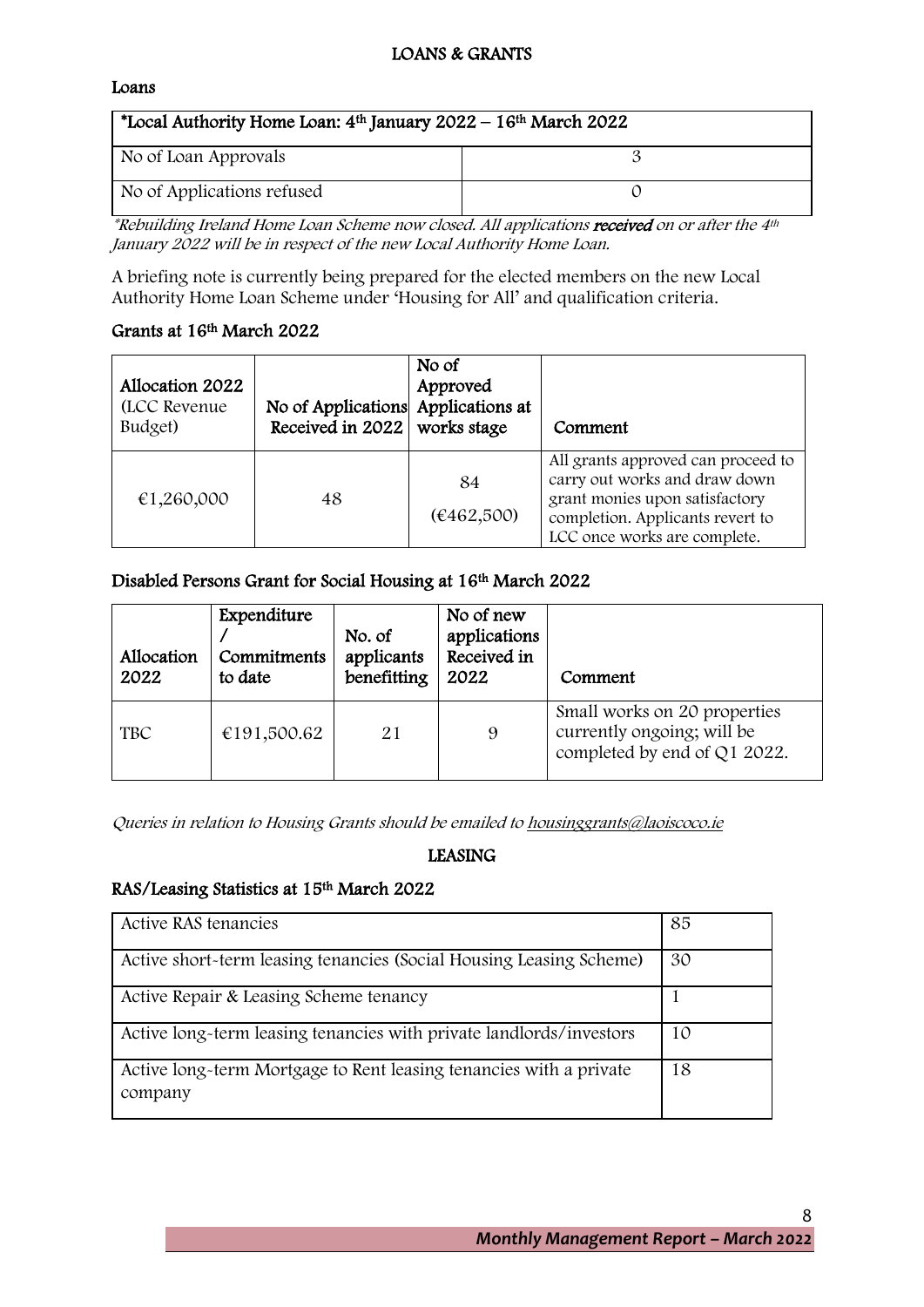# LOANS & GRANTS

## Loans

| *Local Authority Home Loan: 4th January 2022 – 16th March 2022 | |
|---|---|
| No of Loan Approvals | 3 |
| No of Applications refused | 0 |

*\*Rebuilding Ireland Home Loan Scheme now closed. All applications **received** on or after the 4th January 2022 will be in respect of the new Local Authority Home Loan.*

A briefing note is currently being prepared for the elected members on the new Local Authority Home Loan Scheme under 'Housing for All' and qualification criteria.

## Grants at 16th March 2022

| Allocation 2022 (LCC Revenue Budget) | No of Applications Received in 2022 | No of Approved Applications at works stage | Comment |
|---|---|---|---|
| €1,260,000 | 48 | 84 (€462,500) | All grants approved can proceed to carry out works and draw down grant monies upon satisfactory completion. Applicants revert to LCC once works are complete. |

## Disabled Persons Grant for Social Housing at 16th March 2022

| Allocation 2022 | Expenditure / Commitments to date | No. of applicants benefitting | No of new applications Received in 2022 | Comment |
|---|---|---|---|---|
| TBC | €191,500.62 | 21 | 9 | Small works on 20 properties currently ongoing; will be completed by end of Q1 2022. |

*Queries in relation to Housing Grants should be emailed to housinggrants@laoiscoco.ie*

# LEASING

## RAS/Leasing Statistics at 15th March 2022

| | |
|---|---|
| Active RAS tenancies | 85 |
| Active short-term leasing tenancies (Social Housing Leasing Scheme) | 30 |
| Active Repair & Leasing Scheme tenancy | 1 |
| Active long-term leasing tenancies with private landlords/investors | 10 |
| Active long-term Mortgage to Rent leasing tenancies with a private company | 18 |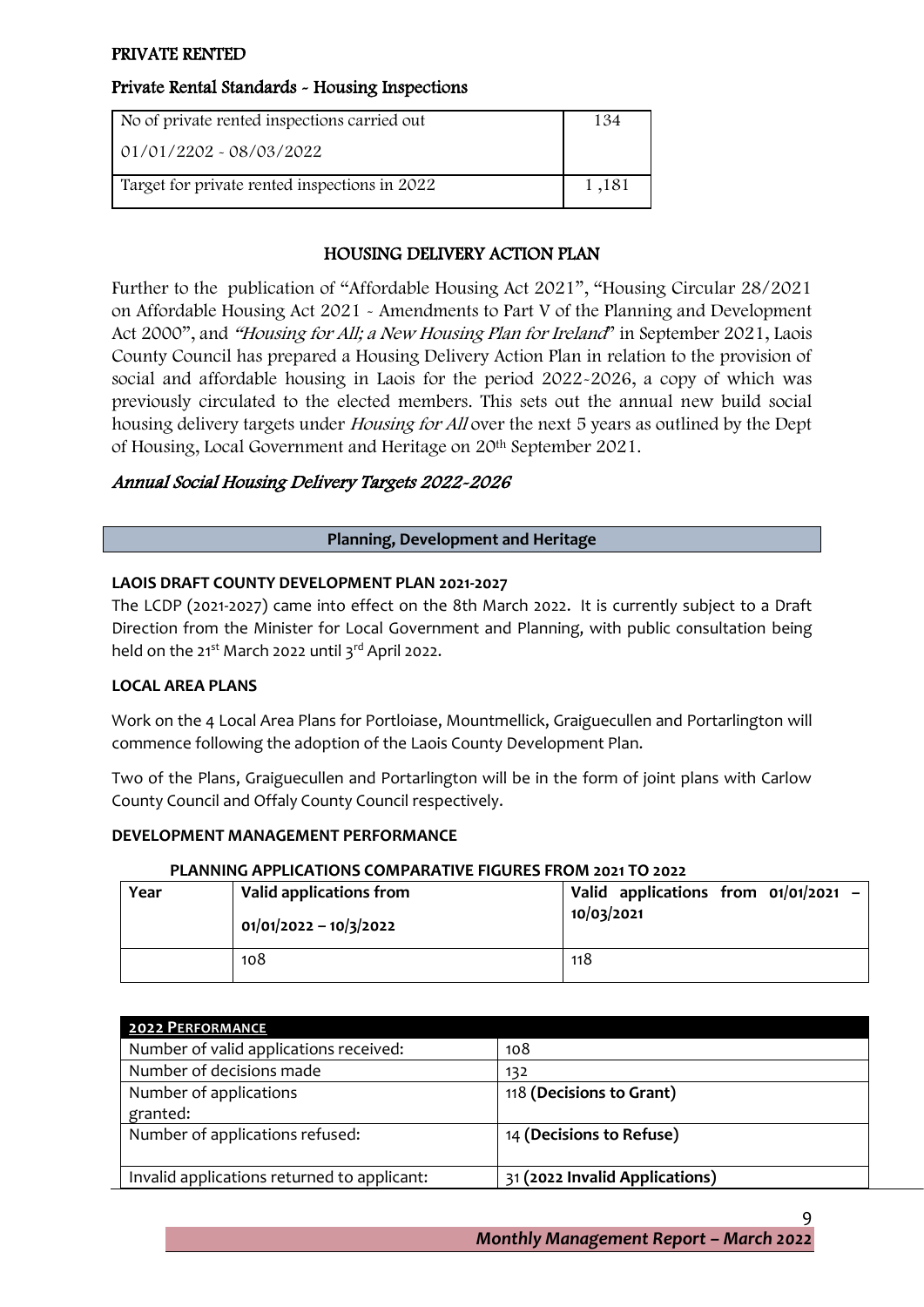## PRIVATE RENTED

### Private Rental Standards - Housing Inspections

| No of private rented inspections carried out 01/01/2202 - 08/03/2022 | 134 |
|---|---|
| Target for private rented inspections in 2022 | 1 ,181 |

## HOUSING DELIVERY ACTION PLAN

Further to the publication of "Affordable Housing Act 2021", "Housing Circular 28/2021 on Affordable Housing Act 2021 - Amendments to Part V of the Planning and Development Act 2000", and *"Housing for All; a New Housing Plan for Ireland"* in September 2021, Laois County Council has prepared a Housing Delivery Action Plan in relation to the provision of social and affordable housing in Laois for the period 2022-2026, a copy of which was previously circulated to the elected members. This sets out the annual new build social housing delivery targets under *Housing for All* over the next 5 years as outlined by the Dept of Housing, Local Government and Heritage on 20th September 2021.

### *Annual Social Housing Delivery Targets 2022-2026*

## Planning, Development and Heritage

**LAOIS DRAFT COUNTY DEVELOPMENT PLAN 2021-2027**

The LCDP (2021-2027) came into effect on the 8th March 2022. It is currently subject to a Draft Direction from the Minister for Local Government and Planning, with public consultation being held on the 21st March 2022 until 3rd April 2022.

**LOCAL AREA PLANS**

Work on the 4 Local Area Plans for Portloiase, Mountmellick, Graiguecullen and Portarlington will commence following the adoption of the Laois County Development Plan.

Two of the Plans, Graiguecullen and Portarlington will be in the form of joint plans with Carlow County Council and Offaly County Council respectively.

**DEVELOPMENT MANAGEMENT PERFORMANCE**

**PLANNING APPLICATIONS COMPARATIVE FIGURES FROM 2021 TO 2022**

| Year | Valid applications from 01/01/2022 – 10/3/2022 | Valid applications from 01/01/2021 – 10/03/2021 |
|---|---|---|
| | 108 | 118 |

| 2022 PERFORMANCE | |
|---|---|
| Number of valid applications received: | 108 |
| Number of decisions made | 132 |
| Number of applications granted: | 118 **(Decisions to Grant)** |
| Number of applications refused: | 14 **(Decisions to Refuse)** |
| Invalid applications returned to applicant: | 31 **(2022 Invalid Applications)** |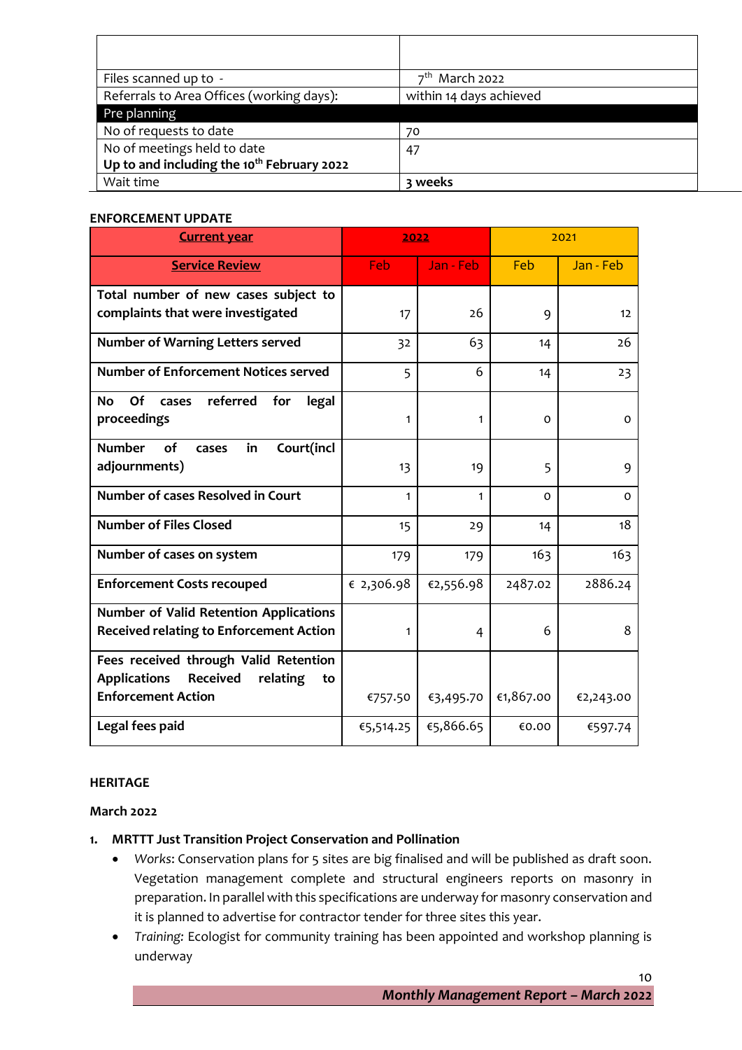| | |
|---|---|
| Files scanned up to - | 7th March 2022 |
| Referrals to Area Offices (working days): | within 14 days achieved |
| **Pre planning** | |
| No of requests to date | 70 |
| No of meetings held to date<br>**Up to and including the 10th February 2022** | 47 |
| Wait time | **3 weeks** |

**ENFORCEMENT UPDATE**

| **Current year** | **2022** | | 2021 | |
|---|---|---|---|---|
| **Service Review** | Feb | Jan - Feb | Feb | Jan - Feb |
| **Total number of new cases subject to complaints that were investigated** | 17 | 26 | 9 | 12 |
| **Number of Warning Letters served** | 32 | 63 | 14 | 26 |
| **Number of Enforcement Notices served** | 5 | 6 | 14 | 23 |
| **No Of cases referred for legal proceedings** | 1 | 1 | 0 | 0 |
| **Number of cases in Court(incl adjournments)** | 13 | 19 | 5 | 9 |
| **Number of cases Resolved in Court** | 1 | 1 | 0 | 0 |
| **Number of Files Closed** | 15 | 29 | 14 | 18 |
| **Number of cases on system** | 179 | 179 | 163 | 163 |
| **Enforcement Costs recouped** | € 2,306.98 | €2,556.98 | 2487.02 | 2886.24 |
| **Number of Valid Retention Applications Received relating to Enforcement Action** | 1 | 4 | 6 | 8 |
| **Fees received through Valid Retention Applications Received relating to Enforcement Action** | €757.50 | €3,495.70 | €1,867.00 | €2,243.00 |
| **Legal fees paid** | €5,514.25 | €5,866.65 | €0.00 | €597.74 |

**HERITAGE**

**March 2022**

1. **MRTTT Just Transition Project Conservation and Pollination**
   - *Works*: Conservation plans for 5 sites are big finalised and will be published as draft soon. Vegetation management complete and structural engineers reports on masonry in preparation. In parallel with this specifications are underway for masonry conservation and it is planned to advertise for contractor tender for three sites this year.
   - *Training:* Ecologist for community training has been appointed and workshop planning is underway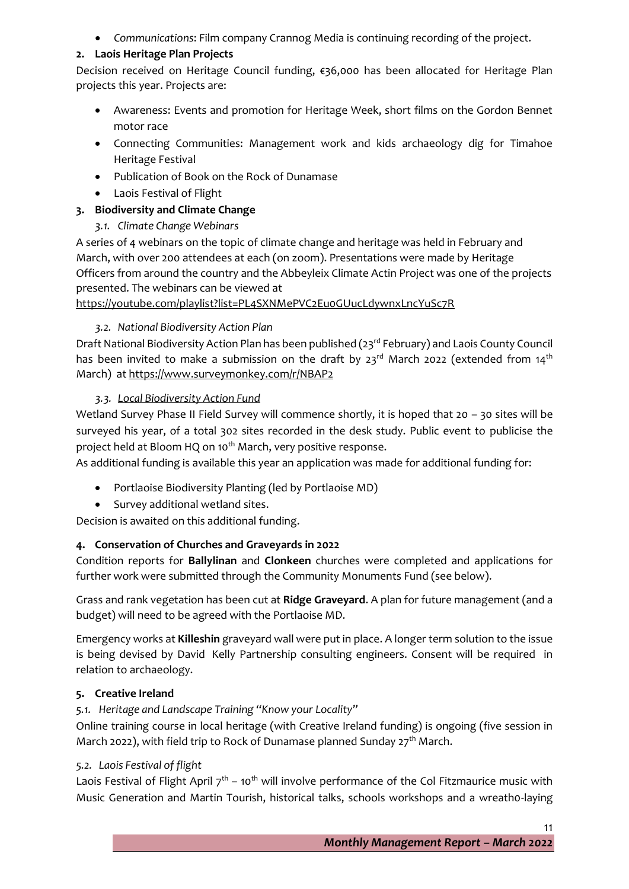- *Communications*: Film company Crannog Media is continuing recording of the project.

## 2. Laois Heritage Plan Projects

Decision received on Heritage Council funding, €36,000 has been allocated for Heritage Plan projects this year. Projects are:

- Awareness: Events and promotion for Heritage Week, short films on the Gordon Bennet motor race
- Connecting Communities: Management work and kids archaeology dig for Timahoe Heritage Festival
- Publication of Book on the Rock of Dunamase
- Laois Festival of Flight

## 3. Biodiversity and Climate Change

### *3.1. Climate Change Webinars*

A series of 4 webinars on the topic of climate change and heritage was held in February and March, with over 200 attendees at each (on zoom). Presentations were made by Heritage Officers from around the country and the Abbeyleix Climate Actin Project was one of the projects presented. The webinars can be viewed at https://youtube.com/playlist?list=PL4SXNMePVC2Eu0GUucLdywnxLncYuSc7R

### *3.2. National Biodiversity Action Plan*

Draft National Biodiversity Action Plan has been published (23rd February) and Laois County Council has been invited to make a submission on the draft by 23rd March 2022 (extended from 14th March) at https://www.surveymonkey.com/r/NBAP2

### *3.3. Local Biodiversity Action Fund*

Wetland Survey Phase II Field Survey will commence shortly, it is hoped that 20 – 30 sites will be surveyed his year, of a total 302 sites recorded in the desk study. Public event to publicise the project held at Bloom HQ on 10th March, very positive response.

As additional funding is available this year an application was made for additional funding for:

- Portlaoise Biodiversity Planting (led by Portlaoise MD)
- Survey additional wetland sites.

Decision is awaited on this additional funding.

## 4. Conservation of Churches and Graveyards in 2022

Condition reports for **Ballylinan** and **Clonkeen** churches were completed and applications for further work were submitted through the Community Monuments Fund (see below).

Grass and rank vegetation has been cut at **Ridge Graveyard**. A plan for future management (and a budget) will need to be agreed with the Portlaoise MD.

Emergency works at **Killeshin** graveyard wall were put in place. A longer term solution to the issue is being devised by David Kelly Partnership consulting engineers. Consent will be required in relation to archaeology.

## 5. Creative Ireland

### *5.1. Heritage and Landscape Training "Know your Locality"*

Online training course in local heritage (with Creative Ireland funding) is ongoing (five session in March 2022), with field trip to Rock of Dunamase planned Sunday 27th March.

### *5.2. Laois Festival of flight*

Laois Festival of Flight April 7th – 10th will involve performance of the Col Fitzmaurice music with Music Generation and Martin Tourish, historical talks, schools workshops and a wreath0-laying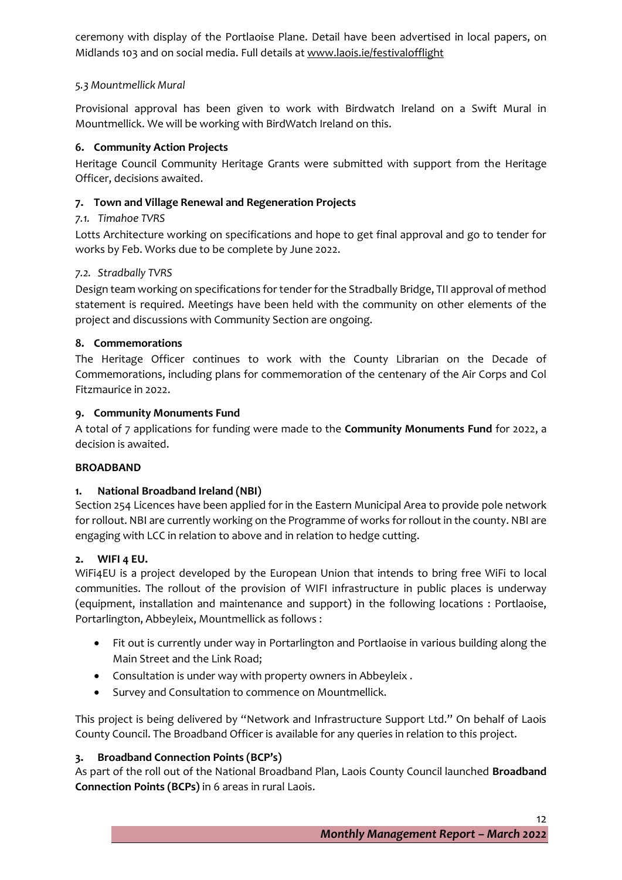ceremony with display of the Portlaoise Plane. Detail have been advertised in local papers, on Midlands 103 and on social media. Full details at www.laois.ie/festivalofflight

*5.3 Mountmellick Mural*

Provisional approval has been given to work with Birdwatch Ireland on a Swift Mural in Mountmellick. We will be working with BirdWatch Ireland on this.

### 6. Community Action Projects

Heritage Council Community Heritage Grants were submitted with support from the Heritage Officer, decisions awaited.

### 7. Town and Village Renewal and Regeneration Projects

*7.1. Timahoe TVRS*

Lotts Architecture working on specifications and hope to get final approval and go to tender for works by Feb. Works due to be complete by June 2022.

*7.2. Stradbally TVRS*

Design team working on specifications for tender for the Stradbally Bridge, TII approval of method statement is required. Meetings have been held with the community on other elements of the project and discussions with Community Section are ongoing.

### 8. Commemorations

The Heritage Officer continues to work with the County Librarian on the Decade of Commemorations, including plans for commemoration of the centenary of the Air Corps and Col Fitzmaurice in 2022.

### 9. Community Monuments Fund

A total of 7 applications for funding were made to the **Community Monuments Fund** for 2022, a decision is awaited.

## BROADBAND

### 1. National Broadband Ireland (NBI)

Section 254 Licences have been applied for in the Eastern Municipal Area to provide pole network for rollout. NBI are currently working on the Programme of works for rollout in the county. NBI are engaging with LCC in relation to above and in relation to hedge cutting.

### 2. WIFI 4 EU.

WiFi4EU is a project developed by the European Union that intends to bring free WiFi to local communities. The rollout of the provision of WIFI infrastructure in public places is underway (equipment, installation and maintenance and support) in the following locations : Portlaoise, Portarlington, Abbeyleix, Mountmellick as follows :

- Fit out is currently under way in Portarlington and Portlaoise in various building along the Main Street and the Link Road;
- Consultation is under way with property owners in Abbeyleix .
- Survey and Consultation to commence on Mountmellick.

This project is being delivered by "Network and Infrastructure Support Ltd." On behalf of Laois County Council. The Broadband Officer is available for any queries in relation to this project.

### 3. Broadband Connection Points (BCP's)

As part of the roll out of the National Broadband Plan, Laois County Council launched **Broadband Connection Points (BCPs)** in 6 areas in rural Laois.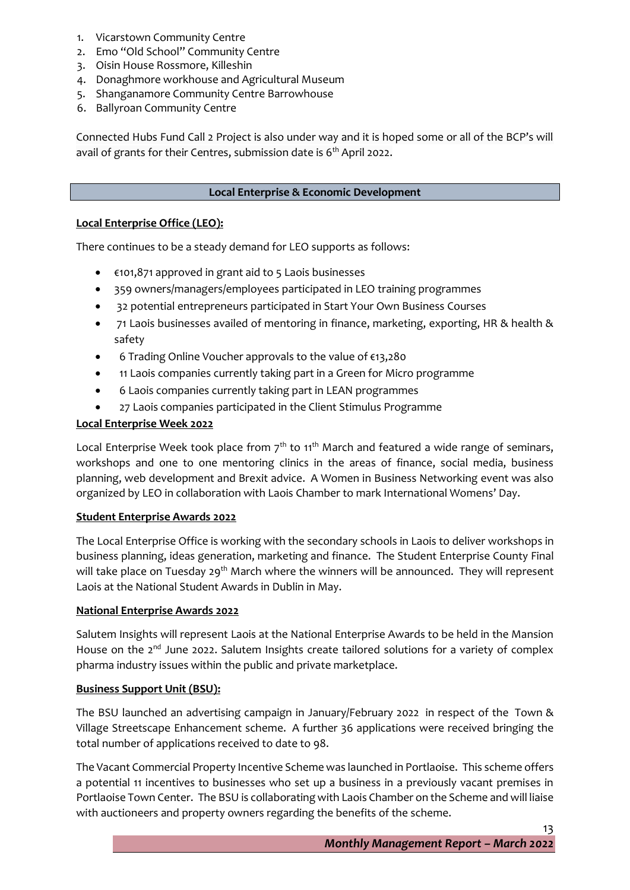1. Vicarstown Community Centre
2. Emo "Old School" Community Centre
3. Oisin House Rossmore, Killeshin
4. Donaghmore workhouse and Agricultural Museum
5. Shanganamore Community Centre Barrowhouse
6. Ballyroan Community Centre

Connected Hubs Fund Call 2 Project is also under way and it is hoped some or all of the BCP's will avail of grants for their Centres, submission date is 6th April 2022.

## Local Enterprise & Economic Development

**Local Enterprise Office (LEO):**

There continues to be a steady demand for LEO supports as follows:

- €101,871 approved in grant aid to 5 Laois businesses
- 359 owners/managers/employees participated in LEO training programmes
- 32 potential entrepreneurs participated in Start Your Own Business Courses
- 71 Laois businesses availed of mentoring in finance, marketing, exporting, HR & health & safety
- 6 Trading Online Voucher approvals to the value of €13,280
- 11 Laois companies currently taking part in a Green for Micro programme
- 6 Laois companies currently taking part in LEAN programmes
- 27 Laois companies participated in the Client Stimulus Programme

**Local Enterprise Week 2022**

Local Enterprise Week took place from 7th to 11th March and featured a wide range of seminars, workshops and one to one mentoring clinics in the areas of finance, social media, business planning, web development and Brexit advice. A Women in Business Networking event was also organized by LEO in collaboration with Laois Chamber to mark International Womens' Day.

**Student Enterprise Awards 2022**

The Local Enterprise Office is working with the secondary schools in Laois to deliver workshops in business planning, ideas generation, marketing and finance. The Student Enterprise County Final will take place on Tuesday 29th March where the winners will be announced. They will represent Laois at the National Student Awards in Dublin in May.

**National Enterprise Awards 2022**

Salutem Insights will represent Laois at the National Enterprise Awards to be held in the Mansion House on the 2nd June 2022. Salutem Insights create tailored solutions for a variety of complex pharma industry issues within the public and private marketplace.

**Business Support Unit (BSU):**

The BSU launched an advertising campaign in January/February 2022 in respect of the Town & Village Streetscape Enhancement scheme. A further 36 applications were received bringing the total number of applications received to date to 98.

The Vacant Commercial Property Incentive Scheme was launched in Portlaoise. This scheme offers a potential 11 incentives to businesses who set up a business in a previously vacant premises in Portlaoise Town Center. The BSU is collaborating with Laois Chamber on the Scheme and will liaise with auctioneers and property owners regarding the benefits of the scheme.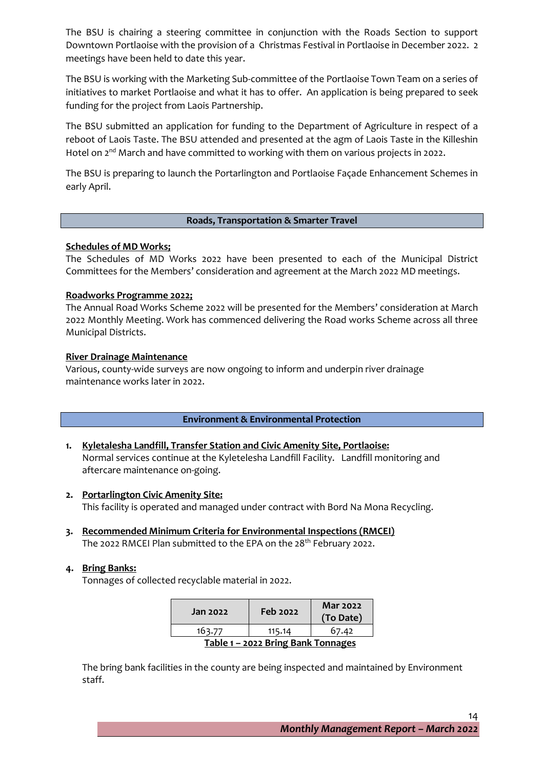The BSU is chairing a steering committee in conjunction with the Roads Section to support Downtown Portlaoise with the provision of a Christmas Festival in Portlaoise in December 2022. 2 meetings have been held to date this year.

The BSU is working with the Marketing Sub-committee of the Portlaoise Town Team on a series of initiatives to market Portlaoise and what it has to offer. An application is being prepared to seek funding for the project from Laois Partnership.

The BSU submitted an application for funding to the Department of Agriculture in respect of a reboot of Laois Taste. The BSU attended and presented at the agm of Laois Taste in the Killeshin Hotel on 2nd March and have committed to working with them on various projects in 2022.

The BSU is preparing to launch the Portarlington and Portlaoise Façade Enhancement Schemes in early April.

## Roads, Transportation & Smarter Travel

**Schedules of MD Works;**
The Schedules of MD Works 2022 have been presented to each of the Municipal District Committees for the Members' consideration and agreement at the March 2022 MD meetings.

**Roadworks Programme 2022;**
The Annual Road Works Scheme 2022 will be presented for the Members' consideration at March 2022 Monthly Meeting. Work has commenced delivering the Road works Scheme across all three Municipal Districts.

**River Drainage Maintenance**
Various, county-wide surveys are now ongoing to inform and underpin river drainage maintenance works later in 2022.

## Environment & Environmental Protection

1. **Kyletalesha Landfill, Transfer Station and Civic Amenity Site, Portlaoise:**
   Normal services continue at the Kyletelesha Landfill Facility. Landfill monitoring and aftercare maintenance on-going.

2. **Portarlington Civic Amenity Site:**
   This facility is operated and managed under contract with Bord Na Mona Recycling.

3. **Recommended Minimum Criteria for Environmental Inspections (RMCEI)**
   The 2022 RMCEI Plan submitted to the EPA on the 28th February 2022.

4. **Bring Banks:**
   Tonnages of collected recyclable material in 2022.

| Jan 2022 | Feb 2022 | Mar 2022 (To Date) |
|---|---|---|
| 163.77 | 115.14 | 67.42 |

**Table 1 – 2022 Bring Bank Tonnages**

The bring bank facilities in the county are being inspected and maintained by Environment staff.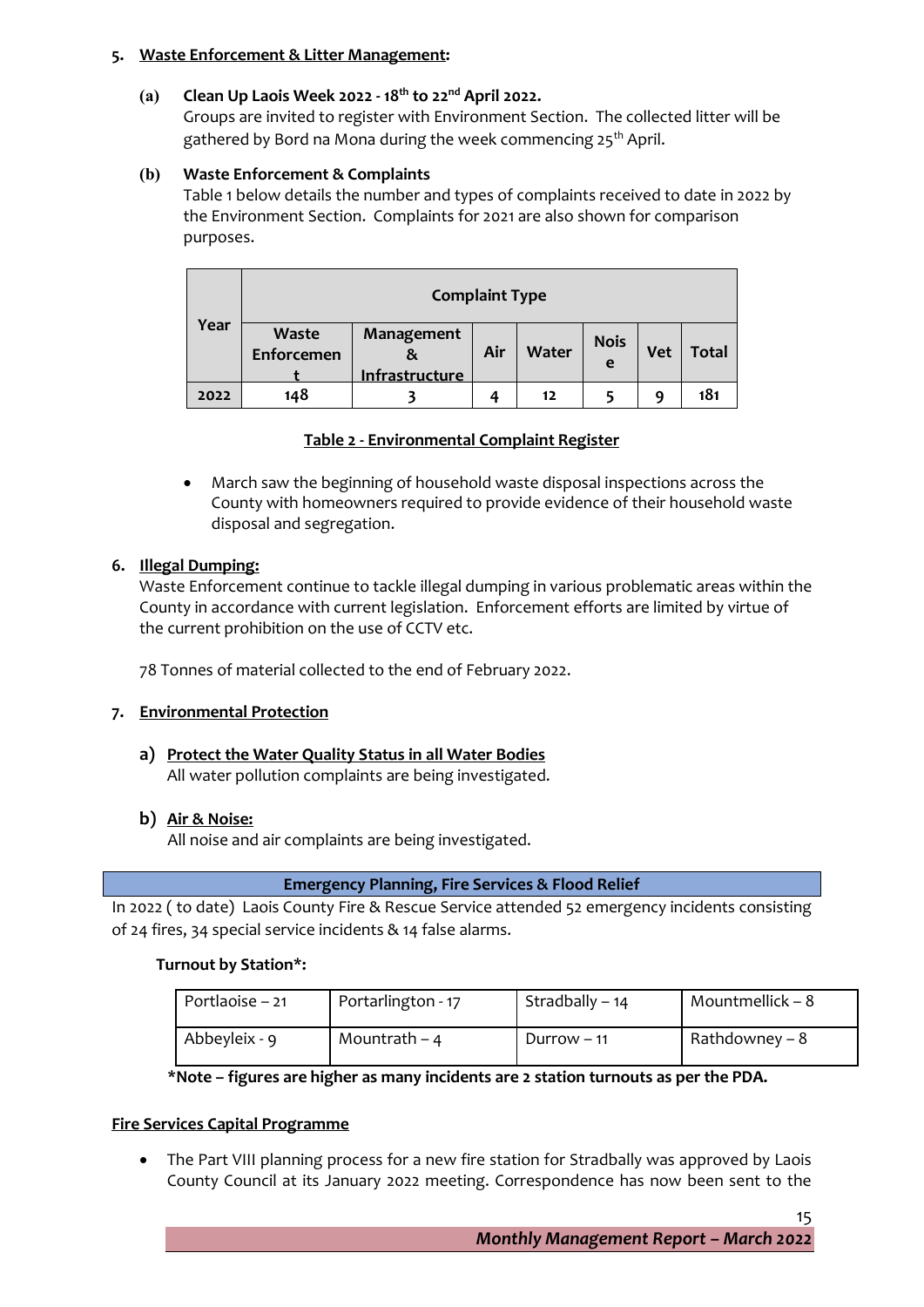## 5. Waste Enforcement & Litter Management:

**(a) Clean Up Laois Week 2022 - 18th to 22nd April 2022.**

Groups are invited to register with Environment Section. The collected litter will be gathered by Bord na Mona during the week commencing 25th April.

**(b) Waste Enforcement & Complaints**

Table 1 below details the number and types of complaints received to date in 2022 by the Environment Section. Complaints for 2021 are also shown for comparison purposes.

| Year | Complaint Type | | | | | | |
|---|---|---|---|---|---|---|---|
| | Waste Enforcement | Management & Infrastructure | Air | Water | Noise | Vet | Total |
| 2022 | 148 | 3 | 4 | 12 | 5 | 9 | 181 |

**Table 2 - Environmental Complaint Register**

- March saw the beginning of household waste disposal inspections across the County with homeowners required to provide evidence of their household waste disposal and segregation.

## 6. Illegal Dumping:

Waste Enforcement continue to tackle illegal dumping in various problematic areas within the County in accordance with current legislation. Enforcement efforts are limited by virtue of the current prohibition on the use of CCTV etc.

78 Tonnes of material collected to the end of February 2022.

## 7. Environmental Protection

**a) Protect the Water Quality Status in all Water Bodies**

All water pollution complaints are being investigated.

**b) Air & Noise:**

All noise and air complaints are being investigated.

## Emergency Planning, Fire Services & Flood Relief

In 2022 ( to date) Laois County Fire & Rescue Service attended 52 emergency incidents consisting of 24 fires, 34 special service incidents & 14 false alarms.

**Turnout by Station*:**

| Portlaoise – 21 | Portarlington - 17 | Stradbally – 14 | Mountmellick – 8 |
|---|---|---|---|
| Abbeyleix - 9 | Mountrath – 4 | Durrow – 11 | Rathdowney – 8 |

***Note – figures are higher as many incidents are 2 station turnouts as per the PDA.**

**Fire Services Capital Programme**

- The Part VIII planning process for a new fire station for Stradbally was approved by Laois County Council at its January 2022 meeting. Correspondence has now been sent to the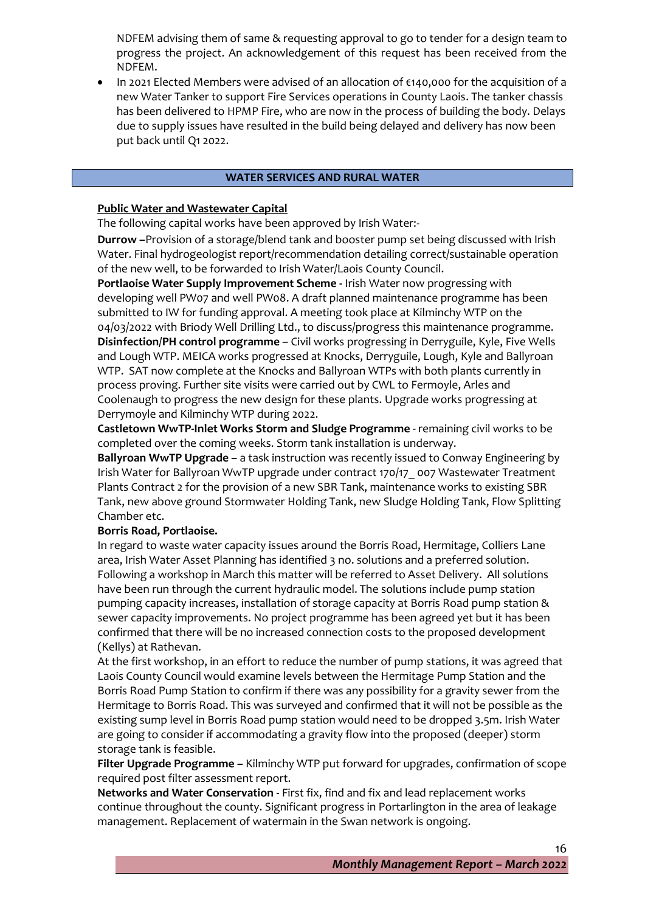NDFEM advising them of same & requesting approval to go to tender for a design team to progress the project. An acknowledgement of this request has been received from the NDFEM.

- In 2021 Elected Members were advised of an allocation of €140,000 for the acquisition of a new Water Tanker to support Fire Services operations in County Laois. The tanker chassis has been delivered to HPMP Fire, who are now in the process of building the body. Delays due to supply issues have resulted in the build being delayed and delivery has now been put back until Q1 2022.

## WATER SERVICES AND RURAL WATER

**Public Water and Wastewater Capital**

The following capital works have been approved by Irish Water:-

**Durrow –**Provision of a storage/blend tank and booster pump set being discussed with Irish Water. Final hydrogeologist report/recommendation detailing correct/sustainable operation of the new well, to be forwarded to Irish Water/Laois County Council.

**Portlaoise Water Supply Improvement Scheme** - Irish Water now progressing with developing well PW07 and well PW08. A draft planned maintenance programme has been submitted to IW for funding approval. A meeting took place at Kilminchy WTP on the 04/03/2022 with Briody Well Drilling Ltd., to discuss/progress this maintenance programme.

**Disinfection/PH control programme** – Civil works progressing in Derryguile, Kyle, Five Wells and Lough WTP. MEICA works progressed at Knocks, Derryguile, Lough, Kyle and Ballyroan WTP. SAT now complete at the Knocks and Ballyroan WTPs with both plants currently in process proving. Further site visits were carried out by CWL to Fermoyle, Arles and Coolenaugh to progress the new design for these plants. Upgrade works progressing at Derrymoyle and Kilminchy WTP during 2022.

**Castletown WwTP-Inlet Works Storm and Sludge Programme** - remaining civil works to be completed over the coming weeks. Storm tank installation is underway.

**Ballyroan WwTP Upgrade –** a task instruction was recently issued to Conway Engineering by Irish Water for Ballyroan WwTP upgrade under contract 170/17_ 007 Wastewater Treatment Plants Contract 2 for the provision of a new SBR Tank, maintenance works to existing SBR Tank, new above ground Stormwater Holding Tank, new Sludge Holding Tank, Flow Splitting Chamber etc.

**Borris Road, Portlaoise.**

In regard to waste water capacity issues around the Borris Road, Hermitage, Colliers Lane area, Irish Water Asset Planning has identified 3 no. solutions and a preferred solution. Following a workshop in March this matter will be referred to Asset Delivery. All solutions have been run through the current hydraulic model. The solutions include pump station pumping capacity increases, installation of storage capacity at Borris Road pump station & sewer capacity improvements. No project programme has been agreed yet but it has been confirmed that there will be no increased connection costs to the proposed development (Kellys) at Rathevan.

At the first workshop, in an effort to reduce the number of pump stations, it was agreed that Laois County Council would examine levels between the Hermitage Pump Station and the Borris Road Pump Station to confirm if there was any possibility for a gravity sewer from the Hermitage to Borris Road. This was surveyed and confirmed that it will not be possible as the existing sump level in Borris Road pump station would need to be dropped 3.5m. Irish Water are going to consider if accommodating a gravity flow into the proposed (deeper) storm storage tank is feasible.

**Filter Upgrade Programme –** Kilminchy WTP put forward for upgrades, confirmation of scope required post filter assessment report.

**Networks and Water Conservation** - First fix, find and fix and lead replacement works continue throughout the county. Significant progress in Portarlington in the area of leakage management. Replacement of watermain in the Swan network is ongoing.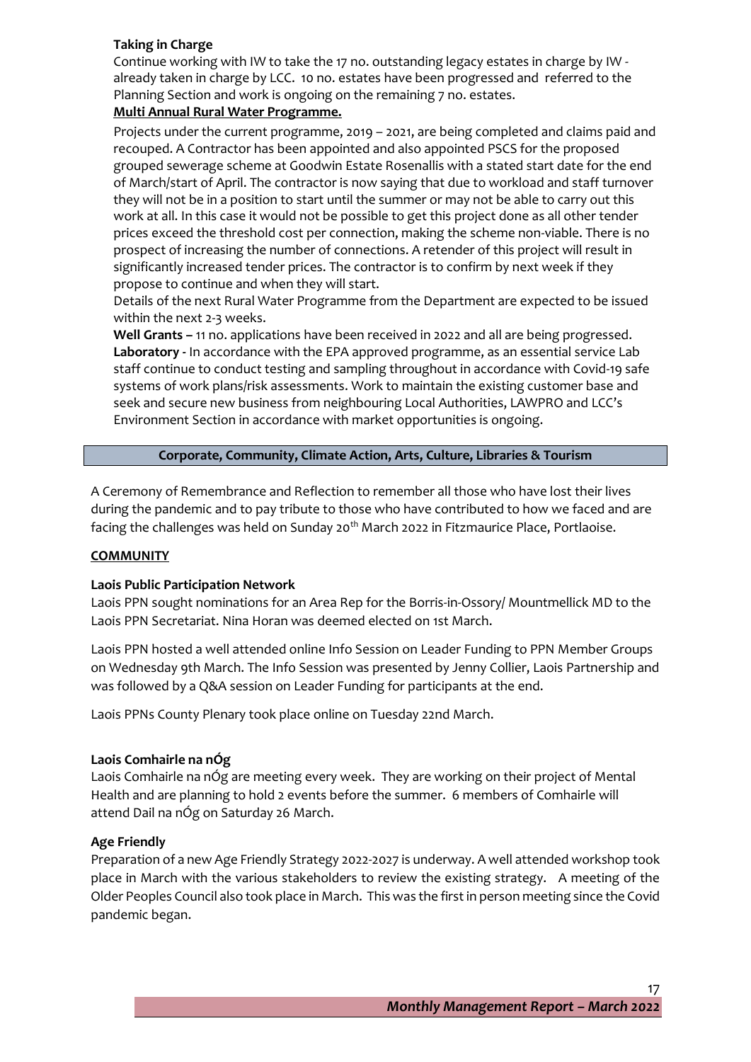**Taking in Charge**

Continue working with IW to take the 17 no. outstanding legacy estates in charge by IW - already taken in charge by LCC. 10 no. estates have been progressed and referred to the Planning Section and work is ongoing on the remaining 7 no. estates.

**Multi Annual Rural Water Programme.**

Projects under the current programme, 2019 – 2021, are being completed and claims paid and recouped. A Contractor has been appointed and also appointed PSCS for the proposed grouped sewerage scheme at Goodwin Estate Rosenallis with a stated start date for the end of March/start of April. The contractor is now saying that due to workload and staff turnover they will not be in a position to start until the summer or may not be able to carry out this work at all. In this case it would not be possible to get this project done as all other tender prices exceed the threshold cost per connection, making the scheme non-viable. There is no prospect of increasing the number of connections. A retender of this project will result in significantly increased tender prices. The contractor is to confirm by next week if they propose to continue and when they will start.

Details of the next Rural Water Programme from the Department are expected to be issued within the next 2-3 weeks.

**Well Grants –** 11 no. applications have been received in 2022 and all are being progressed.

**Laboratory -** In accordance with the EPA approved programme, as an essential service Lab staff continue to conduct testing and sampling throughout in accordance with Covid-19 safe systems of work plans/risk assessments. Work to maintain the existing customer base and seek and secure new business from neighbouring Local Authorities, LAWPRO and LCC's Environment Section in accordance with market opportunities is ongoing.

## Corporate, Community, Climate Action, Arts, Culture, Libraries & Tourism

A Ceremony of Remembrance and Reflection to remember all those who have lost their lives during the pandemic and to pay tribute to those who have contributed to how we faced and are facing the challenges was held on Sunday 20th March 2022 in Fitzmaurice Place, Portlaoise.

### COMMUNITY

**Laois Public Participation Network**

Laois PPN sought nominations for an Area Rep for the Borris-in-Ossory/ Mountmellick MD to the Laois PPN Secretariat. Nina Horan was deemed elected on 1st March.

Laois PPN hosted a well attended online Info Session on Leader Funding to PPN Member Groups on Wednesday 9th March. The Info Session was presented by Jenny Collier, Laois Partnership and was followed by a Q&A session on Leader Funding for participants at the end.

Laois PPNs County Plenary took place online on Tuesday 22nd March.

**Laois Comhairle na nÓg**

Laois Comhairle na nÓg are meeting every week. They are working on their project of Mental Health and are planning to hold 2 events before the summer. 6 members of Comhairle will attend Dail na nÓg on Saturday 26 March.

**Age Friendly**

Preparation of a new Age Friendly Strategy 2022-2027 is underway. A well attended workshop took place in March with the various stakeholders to review the existing strategy. A meeting of the Older Peoples Council also took place in March. This was the first in person meeting since the Covid pandemic began.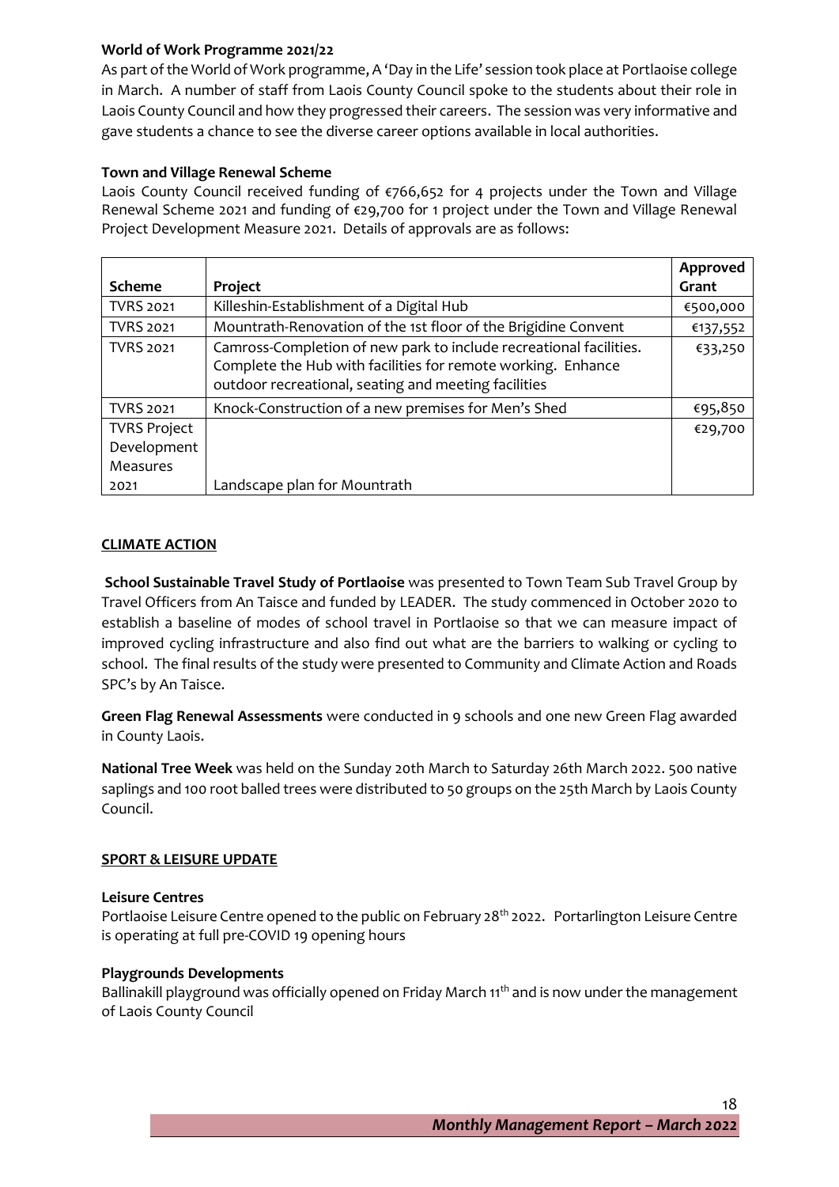**World of Work Programme 2021/22**

As part of the World of Work programme, A 'Day in the Life' session took place at Portlaoise college in March. A number of staff from Laois County Council spoke to the students about their role in Laois County Council and how they progressed their careers. The session was very informative and gave students a chance to see the diverse career options available in local authorities.

**Town and Village Renewal Scheme**

Laois County Council received funding of €766,652 for 4 projects under the Town and Village Renewal Scheme 2021 and funding of €29,700 for 1 project under the Town and Village Renewal Project Development Measure 2021. Details of approvals are as follows:

| Scheme | Project | Approved Grant |
|---|---|---|
| TVRS 2021 | Killeshin-Establishment of a Digital Hub | €500,000 |
| TVRS 2021 | Mountrath-Renovation of the 1st floor of the Brigidine Convent | €137,552 |
| TVRS 2021 | Camross-Completion of new park to include recreational facilities. Complete the Hub with facilities for remote working. Enhance outdoor recreational, seating and meeting facilities | €33,250 |
| TVRS 2021 | Knock-Construction of a new premises for Men's Shed | €95,850 |
| TVRS Project Development Measures 2021 | Landscape plan for Mountrath | €29,700 |

## CLIMATE ACTION

**School Sustainable Travel Study of Portlaoise** was presented to Town Team Sub Travel Group by Travel Officers from An Taisce and funded by LEADER. The study commenced in October 2020 to establish a baseline of modes of school travel in Portlaoise so that we can measure impact of improved cycling infrastructure and also find out what are the barriers to walking or cycling to school. The final results of the study were presented to Community and Climate Action and Roads SPC's by An Taisce.

**Green Flag Renewal Assessments** were conducted in 9 schools and one new Green Flag awarded in County Laois.

**National Tree Week** was held on the Sunday 20th March to Saturday 26th March 2022. 500 native saplings and 100 root balled trees were distributed to 50 groups on the 25th March by Laois County Council.

## SPORT & LEISURE UPDATE

**Leisure Centres**

Portlaoise Leisure Centre opened to the public on February 28th 2022. Portarlington Leisure Centre is operating at full pre-COVID 19 opening hours

**Playgrounds Developments**

Ballinakill playground was officially opened on Friday March 11th and is now under the management of Laois County Council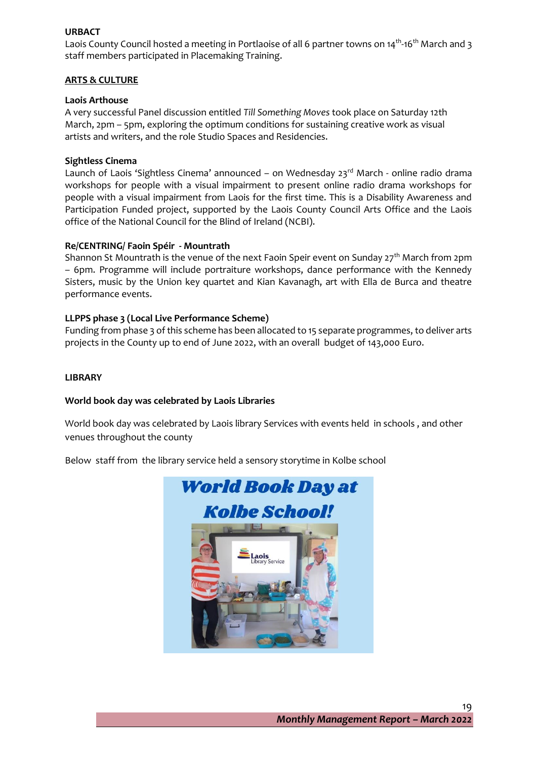**URBACT**
Laois County Council hosted a meeting in Portlaoise of all 6 partner towns on 14th-16th March and 3 staff members participated in Placemaking Training.

## ARTS & CULTURE

**Laois Arthouse**
A very successful Panel discussion entitled *Till Something Moves* took place on Saturday 12th March, 2pm – 5pm, exploring the optimum conditions for sustaining creative work as visual artists and writers, and the role Studio Spaces and Residencies.

**Sightless Cinema**
Launch of Laois 'Sightless Cinema' announced – on Wednesday 23rd March - online radio drama workshops for people with a visual impairment to present online radio drama workshops for people with a visual impairment from Laois for the first time. This is a Disability Awareness and Participation Funded project, supported by the Laois County Council Arts Office and the Laois office of the National Council for the Blind of Ireland (NCBI).

**Re/CENTRING/ Faoin Spéir - Mountrath**
Shannon St Mountrath is the venue of the next Faoin Speir event on Sunday 27th March from 2pm – 6pm. Programme will include portraiture workshops, dance performance with the Kennedy Sisters, music by the Union key quartet and Kian Kavanagh, art with Ella de Burca and theatre performance events.

**LLPPS phase 3 (Local Live Performance Scheme)**
Funding from phase 3 of this scheme has been allocated to 15 separate programmes, to deliver arts projects in the County up to end of June 2022, with an overall budget of 143,000 Euro.

## LIBRARY

**World book day was celebrated by Laois Libraries**

World book day was celebrated by Laois library Services with events held in schools , and other venues throughout the county

Below staff from the library service held a sensory storytime in Kolbe school

World Book Day at Kolbe School!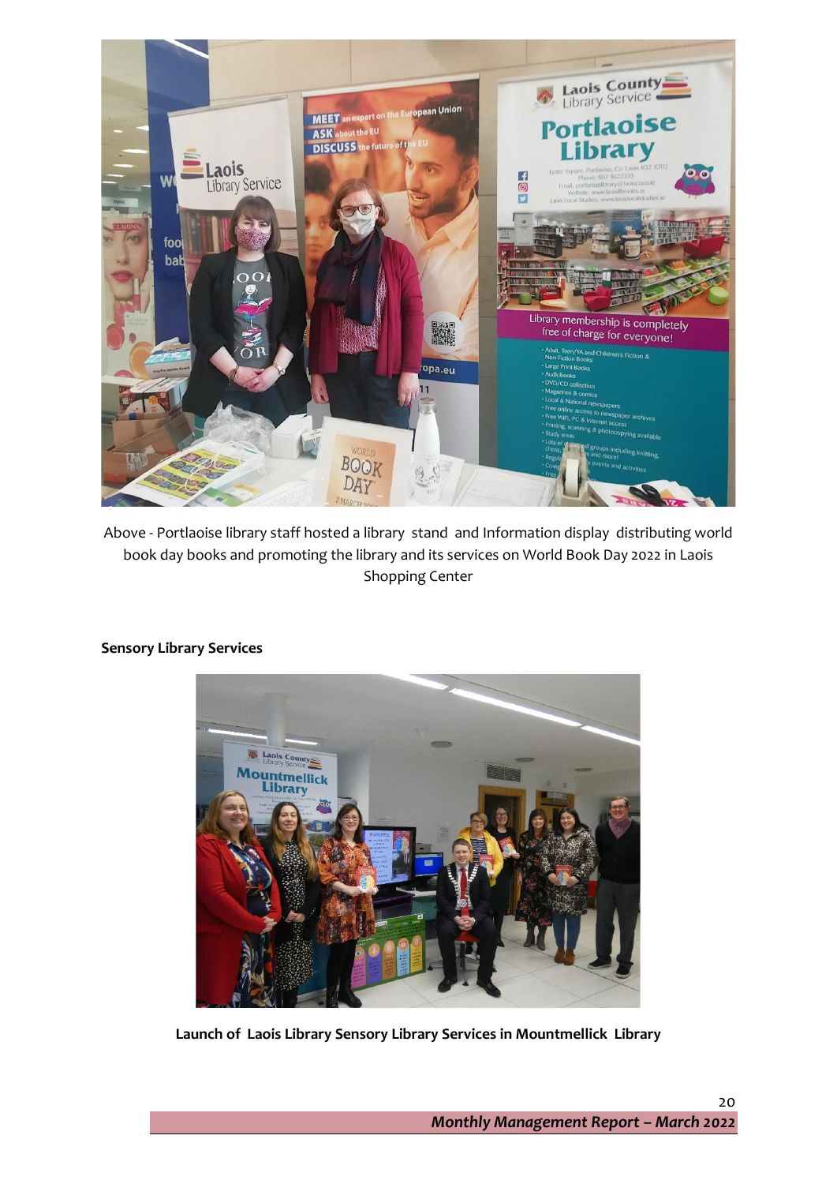Above - Portlaoise library staff hosted a library stand and Information display distributing world book day books and promoting the library and its services on World Book Day 2022 in Laois Shopping Center

**Sensory Library Services**

**Launch of Laois Library Sensory Library Services in Mountmellick Library**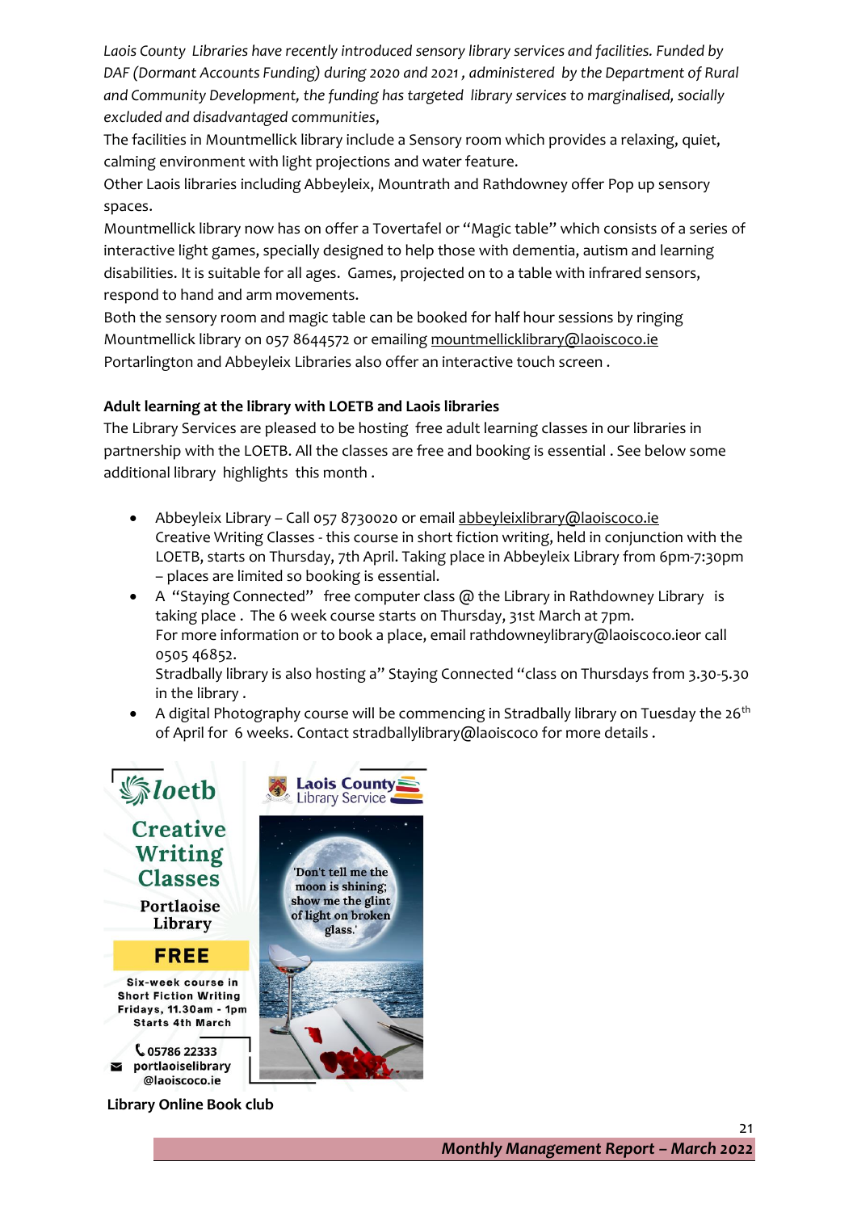*Laois County Libraries have recently introduced sensory library services and facilities. Funded by DAF (Dormant Accounts Funding) during 2020 and 2021 , administered by the Department of Rural and Community Development, the funding has targeted library services to marginalised, socially excluded and disadvantaged communities*,

The facilities in Mountmellick library include a Sensory room which provides a relaxing, quiet, calming environment with light projections and water feature.

Other Laois libraries including Abbeyleix, Mountrath and Rathdowney offer Pop up sensory spaces.

Mountmellick library now has on offer a Tovertafel or "Magic table" which consists of a series of interactive light games, specially designed to help those with dementia, autism and learning disabilities. It is suitable for all ages. Games, projected on to a table with infrared sensors, respond to hand and arm movements.

Both the sensory room and magic table can be booked for half hour sessions by ringing Mountmellick library on 057 8644572 or emailing mountmellicklibrary@laoiscoco.ie

Portarlington and Abbeyleix Libraries also offer an interactive touch screen .

**Adult learning at the library with LOETB and Laois libraries**

The Library Services are pleased to be hosting free adult learning classes in our libraries in partnership with the LOETB. All the classes are free and booking is essential . See below some additional library highlights this month .

- Abbeyleix Library – Call 057 8730020 or email abbeyleixlibrary@laoiscoco.ie
  Creative Writing Classes - this course in short fiction writing, held in conjunction with the LOETB, starts on Thursday, 7th April. Taking place in Abbeyleix Library from 6pm-7:30pm – places are limited so booking is essential.
- A "Staying Connected" free computer class @ the Library in Rathdowney Library is taking place . The 6 week course starts on Thursday, 31st March at 7pm.
  For more information or to book a place, email rathdowneylibrary@laoiscoco.ieor call 0505 46852.
  Stradbally library is also hosting a" Staying Connected "class on Thursdays from 3.30-5.30 in the library .
- A digital Photography course will be commencing in Stradbally library on Tuesday the 26th of April for 6 weeks. Contact stradballylibrary@laoiscoco for more details .

loetb

Creative Writing Classes

Portlaoise Library

FREE

Six-week course in Short Fiction Writing
Fridays, 11.30am - 1pm
Starts 4th March

05786 22333
portlaoiselibrary@laoiscoco.ie

Laois County Library Service

'Don't tell me the moon is shining; show me the glint of light on broken glass.'

**Library Online Book club**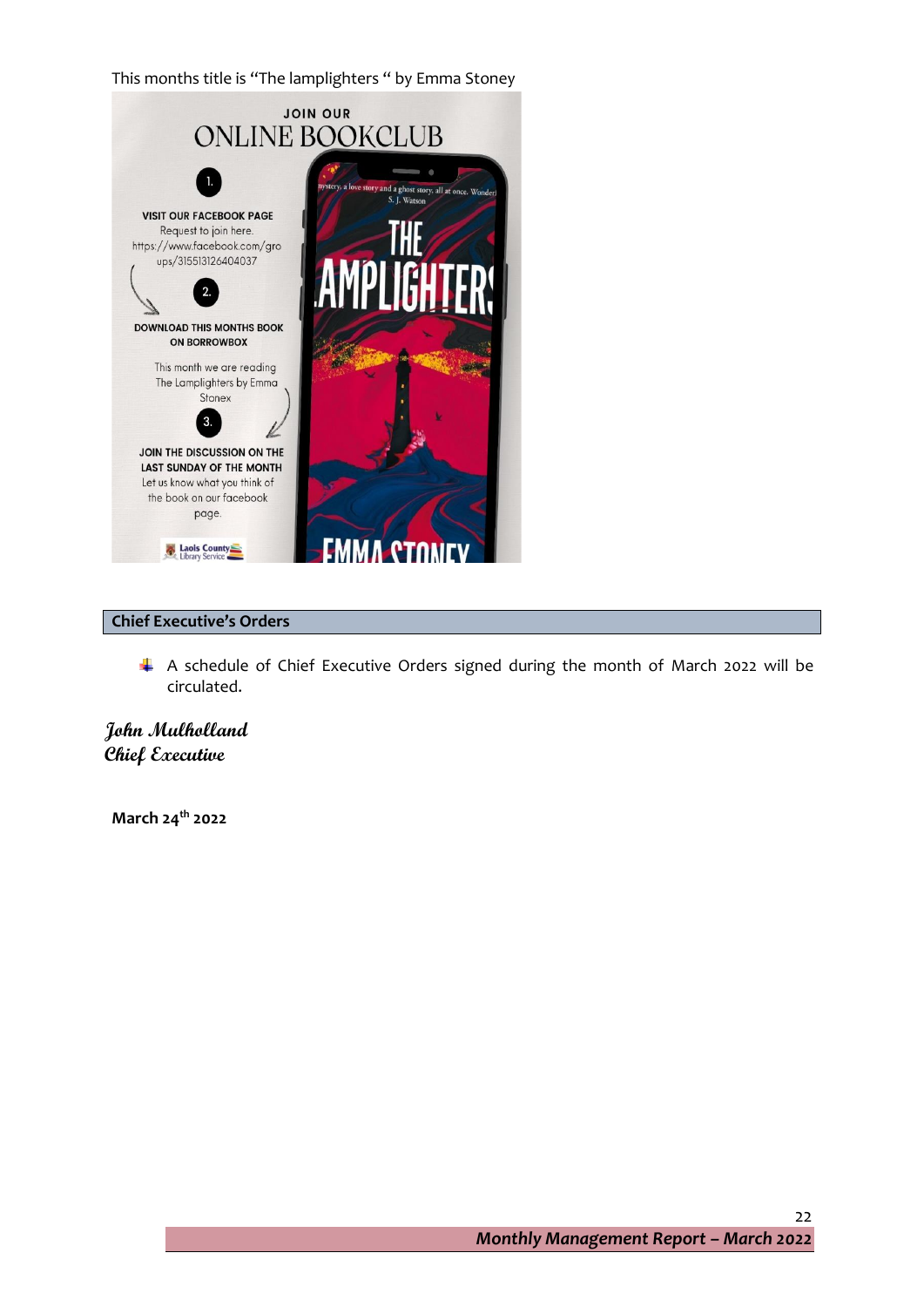This months title is "The lamplighters " by Emma Stoney

JOIN OUR

ONLINE BOOKCLUB

1.

VISIT OUR FACEBOOK PAGE

Request to join here.
https://www.facebook.com/groups/315513126404037

2.

DOWNLOAD THIS MONTHS BOOK ON BORROWBOX

This month we are reading The Lamplighters by Emma Stonex

3.

JOIN THE DISCUSSION ON THE LAST SUNDAY OF THE MONTH

Let us know what you think of the book on our facebook page.

Laois County Library Service

## Chief Executive's Orders

- A schedule of Chief Executive Orders signed during the month of March 2022 will be circulated.

*John Mulholland*
*Chief Executive*

**March 24th 2022**